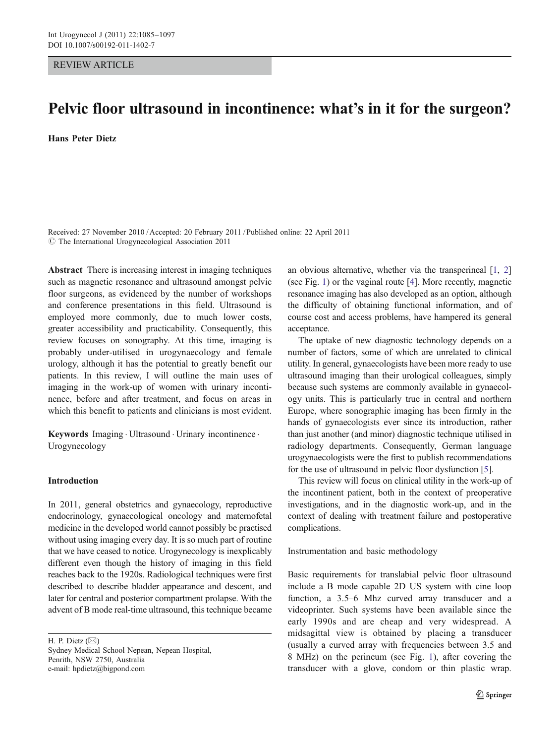REVIEW ARTICLE

# Pelvic floor ultrasound in incontinence: what's in it for the surgeon?

**Hans Peter Dietz**

Received: 27 November 2010 / Accepted: 20 February 2011 / Published online: 22 April 2011
© The International Urogynecological Association 2011

**Abstract** There is increasing interest in imaging techniques such as magnetic resonance and ultrasound amongst pelvic floor surgeons, as evidenced by the number of workshops and conference presentations in this field. Ultrasound is employed more commonly, due to much lower costs, greater accessibility and practicability. Consequently, this review focuses on sonography. At this time, imaging is probably under-utilised in urogynaecology and female urology, although it has the potential to greatly benefit our patients. In this review, I will outline the main uses of imaging in the work-up of women with urinary incontinence, before and after treatment, and focus on areas in which this benefit to patients and clinicians is most evident.

**Keywords** Imaging · Ultrasound · Urinary incontinence · Urogynecology

## Introduction

In 2011, general obstetrics and gynaecology, reproductive endocrinology, gynaecological oncology and maternofetal medicine in the developed world cannot possibly be practised without using imaging every day. It is so much part of routine that we have ceased to notice. Urogynecology is inexplicably different even though the history of imaging in this field reaches back to the 1920s. Radiological techniques were first described to describe bladder appearance and descent, and later for central and posterior compartment prolapse. With the advent of B mode real-time ultrasound, this technique became an obvious alternative, whether via the transperineal [1, 2] (see Fig. 1) or the vaginal route [4]. More recently, magnetic resonance imaging has also developed as an option, although the difficulty of obtaining functional information, and of course cost and access problems, have hampered its general acceptance.

The uptake of new diagnostic technology depends on a number of factors, some of which are unrelated to clinical utility. In general, gynaecologists have been more ready to use ultrasound imaging than their urological colleagues, simply because such systems are commonly available in gynaecology units. This is particularly true in central and northern Europe, where sonographic imaging has been firmly in the hands of gynaecologists ever since its introduction, rather than just another (and minor) diagnostic technique utilised in radiology departments. Consequently, German language urogynaecologists were the first to publish recommendations for the use of ultrasound in pelvic floor dysfunction [5].

This review will focus on clinical utility in the work-up of the incontinent patient, both in the context of preoperative investigations, and in the diagnostic work-up, and in the context of dealing with treatment failure and postoperative complications.

### Instrumentation and basic methodology

Basic requirements for translabial pelvic floor ultrasound include a B mode capable 2D US system with cine loop function, a 3.5–6 Mhz curved array transducer and a videoprinter. Such systems have been available since the early 1990s and are cheap and very widespread. A midsagittal view is obtained by placing a transducer (usually a curved array with frequencies between 3.5 and 8 MHz) on the perineum (see Fig. 1), after covering the transducer with a glove, condom or thin plastic wrap.

H. P. Dietz (✉)
Sydney Medical School Nepean, Nepean Hospital,
Penrith, NSW 2750, Australia
e-mail: hpdietz@bigpond.com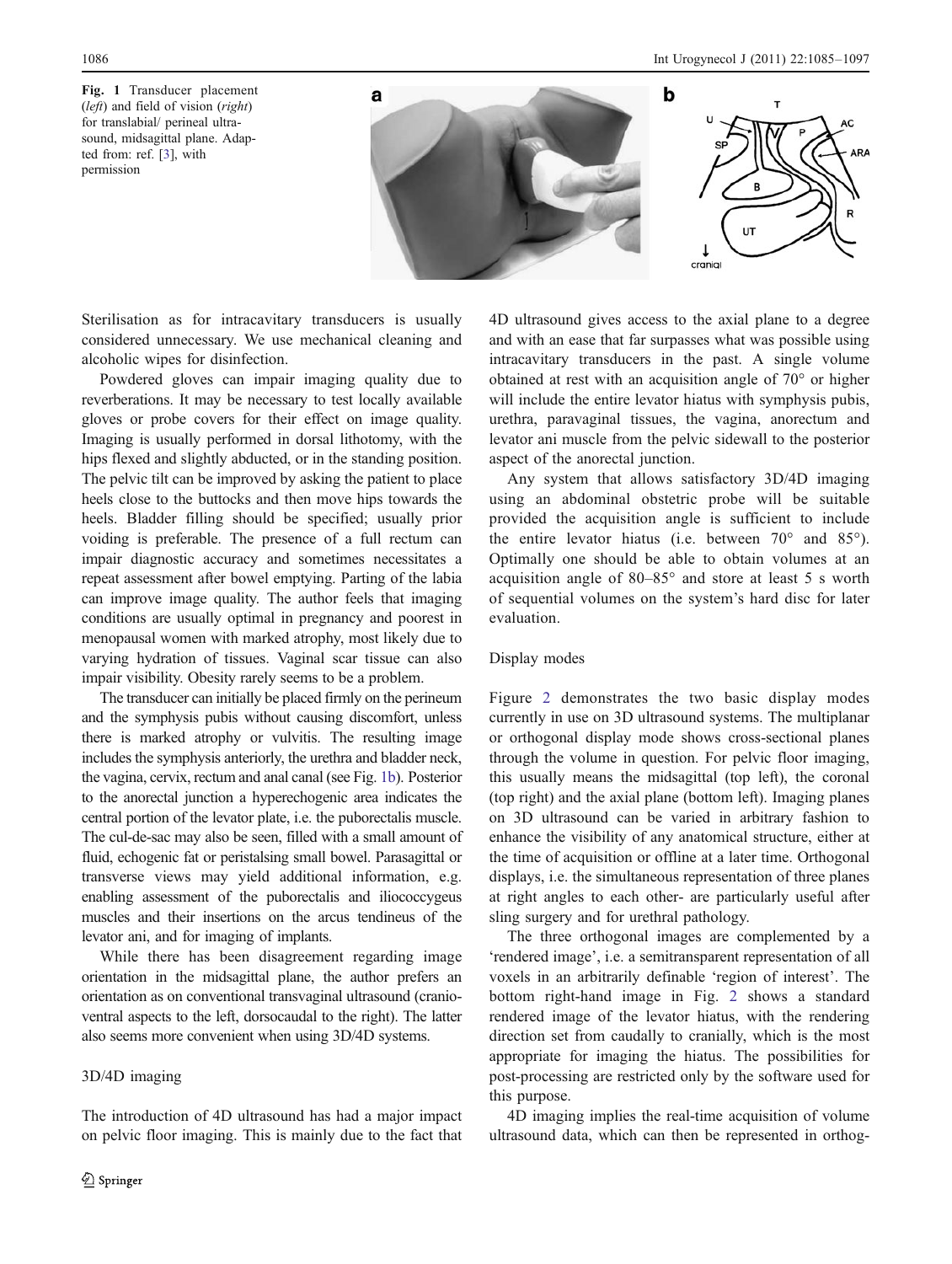**Fig. 1** Transducer placement (*left*) and field of vision (*right*) for translabial/ perineal ultrasound, midsagittal plane. Adapted from: ref. [3], with permission

a

b

T
U
SP
V
P
AC
ARA
B
R
UT
cranial

Sterilisation as for intracavitary transducers is usually considered unnecessary. We use mechanical cleaning and alcoholic wipes for disinfection.

Powdered gloves can impair imaging quality due to reverberations. It may be necessary to test locally available gloves or probe covers for their effect on image quality. Imaging is usually performed in dorsal lithotomy, with the hips flexed and slightly abducted, or in the standing position. The pelvic tilt can be improved by asking the patient to place heels close to the buttocks and then move hips towards the heels. Bladder filling should be specified; usually prior voiding is preferable. The presence of a full rectum can impair diagnostic accuracy and sometimes necessitates a repeat assessment after bowel emptying. Parting of the labia can improve image quality. The author feels that imaging conditions are usually optimal in pregnancy and poorest in menopausal women with marked atrophy, most likely due to varying hydration of tissues. Vaginal scar tissue can also impair visibility. Obesity rarely seems to be a problem.

The transducer can initially be placed firmly on the perineum and the symphysis pubis without causing discomfort, unless there is marked atrophy or vulvitis. The resulting image includes the symphysis anteriorly, the urethra and bladder neck, the vagina, cervix, rectum and anal canal (see Fig. 1b). Posterior to the anorectal junction a hyperechogenic area indicates the central portion of the levator plate, i.e. the puborectalis muscle. The cul-de-sac may also be seen, filled with a small amount of fluid, echogenic fat or peristalsing small bowel. Parasagittal or transverse views may yield additional information, e.g. enabling assessment of the puborectalis and iliococcygeus muscles and their insertions on the arcus tendineus of the levator ani, and for imaging of implants.

While there has been disagreement regarding image orientation in the midsagittal plane, the author prefers an orientation as on conventional transvaginal ultrasound (cranioventral aspects to the left, dorsocaudal to the right). The latter also seems more convenient when using 3D/4D systems.

## 3D/4D imaging

The introduction of 4D ultrasound has had a major impact on pelvic floor imaging. This is mainly due to the fact that 4D ultrasound gives access to the axial plane to a degree and with an ease that far surpasses what was possible using intracavitary transducers in the past. A single volume obtained at rest with an acquisition angle of 70° or higher will include the entire levator hiatus with symphysis pubis, urethra, paravaginal tissues, the vagina, anorectum and levator ani muscle from the pelvic sidewall to the posterior aspect of the anorectal junction.

Any system that allows satisfactory 3D/4D imaging using an abdominal obstetric probe will be suitable provided the acquisition angle is sufficient to include the entire levator hiatus (i.e. between 70° and 85°). Optimally one should be able to obtain volumes at an acquisition angle of 80–85° and store at least 5 s worth of sequential volumes on the system's hard disc for later evaluation.

## Display modes

Figure 2 demonstrates the two basic display modes currently in use on 3D ultrasound systems. The multiplanar or orthogonal display mode shows cross-sectional planes through the volume in question. For pelvic floor imaging, this usually means the midsagittal (top left), the coronal (top right) and the axial plane (bottom left). Imaging planes on 3D ultrasound can be varied in arbitrary fashion to enhance the visibility of any anatomical structure, either at the time of acquisition or offline at a later time. Orthogonal displays, i.e. the simultaneous representation of three planes at right angles to each other- are particularly useful after sling surgery and for urethral pathology.

The three orthogonal images are complemented by a 'rendered image', i.e. a semitransparent representation of all voxels in an arbitrarily definable 'region of interest'. The bottom right-hand image in Fig. 2 shows a standard rendered image of the levator hiatus, with the rendering direction set from caudally to cranially, which is the most appropriate for imaging the hiatus. The possibilities for post-processing are restricted only by the software used for this purpose.

4D imaging implies the real-time acquisition of volume ultrasound data, which can then be represented in orthog-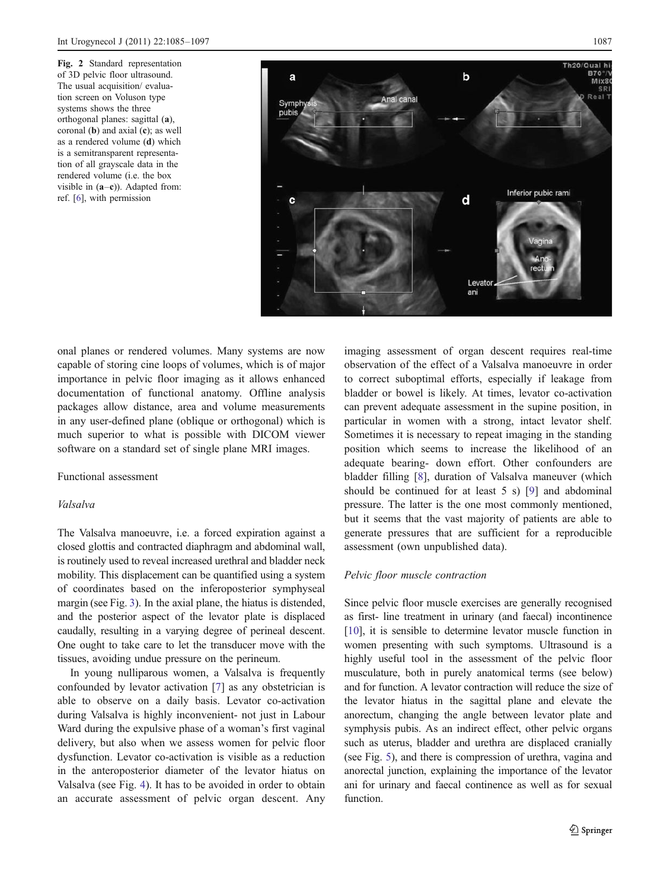Fig. 2 Standard representation of 3D pelvic floor ultrasound. The usual acquisition/ evaluation screen on Voluson type systems shows the three orthogonal planes: sagittal (a), coronal (b) and axial (c); as well as a rendered volume (d) which is a semitransparent representation of all grayscale data in the rendered volume (i.e. the box visible in (a–c)). Adapted from: ref. [6], with permission

onal planes or rendered volumes. Many systems are now capable of storing cine loops of volumes, which is of major importance in pelvic floor imaging as it allows enhanced documentation of functional anatomy. Offline analysis packages allow distance, area and volume measurements in any user-defined plane (oblique or orthogonal) which is much superior to what is possible with DICOM viewer software on a standard set of single plane MRI images.

## Functional assessment

### *Valsalva*

The Valsalva manoeuvre, i.e. a forced expiration against a closed glottis and contracted diaphragm and abdominal wall, is routinely used to reveal increased urethral and bladder neck mobility. This displacement can be quantified using a system of coordinates based on the inferoposterior symphyseal margin (see Fig. 3). In the axial plane, the hiatus is distended, and the posterior aspect of the levator plate is displaced caudally, resulting in a varying degree of perineal descent. One ought to take care to let the transducer move with the tissues, avoiding undue pressure on the perineum.

In young nulliparous women, a Valsalva is frequently confounded by levator activation [7] as any obstetrician is able to observe on a daily basis. Levator co-activation during Valsalva is highly inconvenient- not just in Labour Ward during the expulsive phase of a woman's first vaginal delivery, but also when we assess women for pelvic floor dysfunction. Levator co-activation is visible as a reduction in the anteroposterior diameter of the levator hiatus on Valsalva (see Fig. 4). It has to be avoided in order to obtain an accurate assessment of pelvic organ descent. Any imaging assessment of organ descent requires real-time observation of the effect of a Valsalva manoeuvre in order to correct suboptimal efforts, especially if leakage from bladder or bowel is likely. At times, levator co-activation can prevent adequate assessment in the supine position, in particular in women with a strong, intact levator shelf. Sometimes it is necessary to repeat imaging in the standing position which seems to increase the likelihood of an adequate bearing- down effort. Other confounders are bladder filling [8], duration of Valsalva maneuver (which should be continued for at least 5 s) [9] and abdominal pressure. The latter is the one most commonly mentioned, but it seems that the vast majority of patients are able to generate pressures that are sufficient for a reproducible assessment (own unpublished data).

### *Pelvic floor muscle contraction*

Since pelvic floor muscle exercises are generally recognised as first- line treatment in urinary (and faecal) incontinence [10], it is sensible to determine levator muscle function in women presenting with such symptoms. Ultrasound is a highly useful tool in the assessment of the pelvic floor musculature, both in purely anatomical terms (see below) and for function. A levator contraction will reduce the size of the levator hiatus in the sagittal plane and elevate the anorectum, changing the angle between levator plate and symphysis pubis. As an indirect effect, other pelvic organs such as uterus, bladder and urethra are displaced cranially (see Fig. 5), and there is compression of urethra, vagina and anorectal junction, explaining the importance of the levator ani for urinary and faecal continence as well as for sexual function.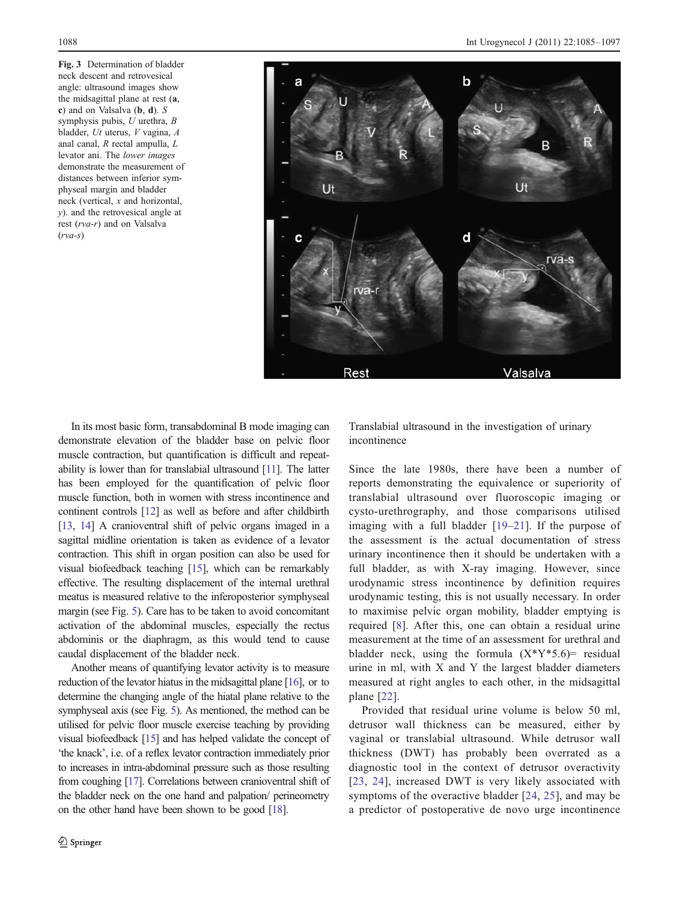**Fig. 3** Determination of bladder neck descent and retrovesical angle: ultrasound images show the midsagittal plane at rest (**a**, **c**) and on Valsalva (**b**, **d**). *S* symphysis pubis, *U* urethra, *B* bladder, *Ut* uterus, *V* vagina, *A* anal canal, *R* rectal ampulla, *L* levator ani. The *lower images* demonstrate the measurement of distances between inferior symphyseal margin and bladder neck (vertical, *x* and horizontal, *y*). and the retrovesical angle at rest (*rva-r*) and on Valsalva (*rva-s*)

In its most basic form, transabdominal B mode imaging can demonstrate elevation of the bladder base on pelvic floor muscle contraction, but quantification is difficult and repeatability is lower than for translabial ultrasound [11]. The latter has been employed for the quantification of pelvic floor muscle function, both in women with stress incontinence and continent controls [12] as well as before and after childbirth [13, 14] A cranioventral shift of pelvic organs imaged in a sagittal midline orientation is taken as evidence of a levator contraction. This shift in organ position can also be used for visual biofeedback teaching [15], which can be remarkably effective. The resulting displacement of the internal urethral meatus is measured relative to the inferoposterior symphyseal margin (see Fig. 5). Care has to be taken to avoid concomitant activation of the abdominal muscles, especially the rectus abdominis or the diaphragm, as this would tend to cause caudal displacement of the bladder neck.

Another means of quantifying levator activity is to measure reduction of the levator hiatus in the midsagittal plane [16], or to determine the changing angle of the hiatal plane relative to the symphyseal axis (see Fig. 5). As mentioned, the method can be utilised for pelvic floor muscle exercise teaching by providing visual biofeedback [15] and has helped validate the concept of 'the knack', i.e. of a reflex levator contraction immediately prior to increases in intra-abdominal pressure such as those resulting from coughing [17]. Correlations between cranioventral shift of the bladder neck on the one hand and palpation/ perineometry on the other hand have been shown to be good [18].

## Translabial ultrasound in the investigation of urinary incontinence

Since the late 1980s, there have been a number of reports demonstrating the equivalence or superiority of translabial ultrasound over fluoroscopic imaging or cysto-urethrography, and those comparisons utilised imaging with a full bladder [19–21]. If the purpose of the assessment is the actual documentation of stress urinary incontinence then it should be undertaken with a full bladder, as with X-ray imaging. However, since urodynamic stress incontinence by definition requires urodynamic testing, this is not usually necessary. In order to maximise pelvic organ mobility, bladder emptying is required [8]. After this, one can obtain a residual urine measurement at the time of an assessment for urethral and bladder neck, using the formula ($X*Y*5.6$)= residual urine in ml, with X and Y the largest bladder diameters measured at right angles to each other, in the midsagittal plane [22].

Provided that residual urine volume is below 50 ml, detrusor wall thickness can be measured, either by vaginal or translabial ultrasound. While detrusor wall thickness (DWT) has probably been overrated as a diagnostic tool in the context of detrusor overactivity [23, 24], increased DWT is very likely associated with symptoms of the overactive bladder [24, 25], and may be a predictor of postoperative de novo urge incontinence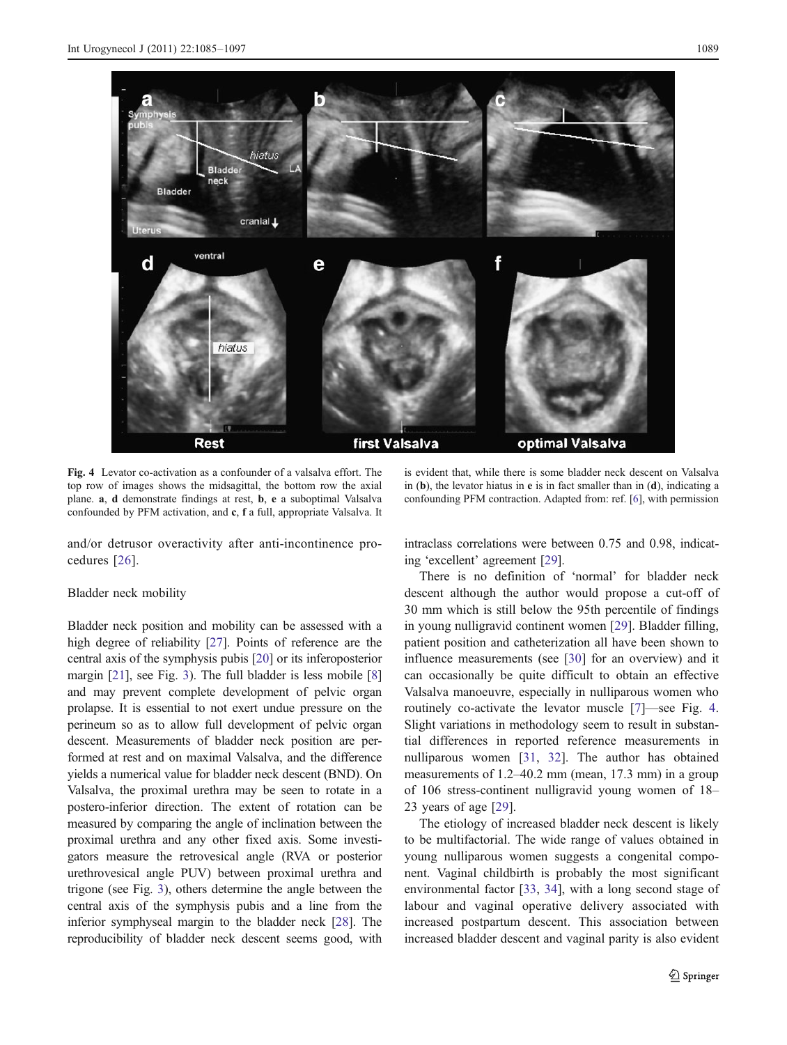Fig. 4 Levator co-activation as a confounder of a valsalva effort. The top row of images shows the midsagittal, the bottom row the axial plane. **a**, **d** demonstrate findings at rest, **b**, **e** a suboptimal Valsalva confounded by PFM activation, and **c**, **f** a full, appropriate Valsalva. It is evident that, while there is some bladder neck descent on Valsalva in (**b**), the levator hiatus in **e** is in fact smaller than in (**d**), indicating a confounding PFM contraction. Adapted from: ref. [6], with permission

and/or detrusor overactivity after anti-incontinence procedures [26].

## Bladder neck mobility

Bladder neck position and mobility can be assessed with a high degree of reliability [27]. Points of reference are the central axis of the symphysis pubis [20] or its inferoposterior margin [21], see Fig. 3). The full bladder is less mobile [8] and may prevent complete development of pelvic organ prolapse. It is essential to not exert undue pressure on the perineum so as to allow full development of pelvic organ descent. Measurements of bladder neck position are performed at rest and on maximal Valsalva, and the difference yields a numerical value for bladder neck descent (BND). On Valsalva, the proximal urethra may be seen to rotate in a postero-inferior direction. The extent of rotation can be measured by comparing the angle of inclination between the proximal urethra and any other fixed axis. Some investigators measure the retrovesical angle (RVA or posterior urethrovesical angle PUV) between proximal urethra and trigone (see Fig. 3), others determine the angle between the central axis of the symphysis pubis and a line from the inferior symphyseal margin to the bladder neck [28]. The reproducibility of bladder neck descent seems good, with intraclass correlations were between 0.75 and 0.98, indicating 'excellent' agreement [29].

There is no definition of 'normal' for bladder neck descent although the author would propose a cut-off of 30 mm which is still below the 95th percentile of findings in young nulligravid continent women [29]. Bladder filling, patient position and catheterization all have been shown to influence measurements (see [30] for an overview) and it can occasionally be quite difficult to obtain an effective Valsalva manoeuvre, especially in nulliparous women who routinely co-activate the levator muscle [7]—see Fig. 4. Slight variations in methodology seem to result in substantial differences in reported reference measurements in nulliparous women [31, 32]. The author has obtained measurements of 1.2–40.2 mm (mean, 17.3 mm) in a group of 106 stress-continent nulligravid young women of 18–23 years of age [29].

The etiology of increased bladder neck descent is likely to be multifactorial. The wide range of values obtained in young nulliparous women suggests a congenital component. Vaginal childbirth is probably the most significant environmental factor [33, 34], with a long second stage of labour and vaginal operative delivery associated with increased postpartum descent. This association between increased bladder descent and vaginal parity is also evident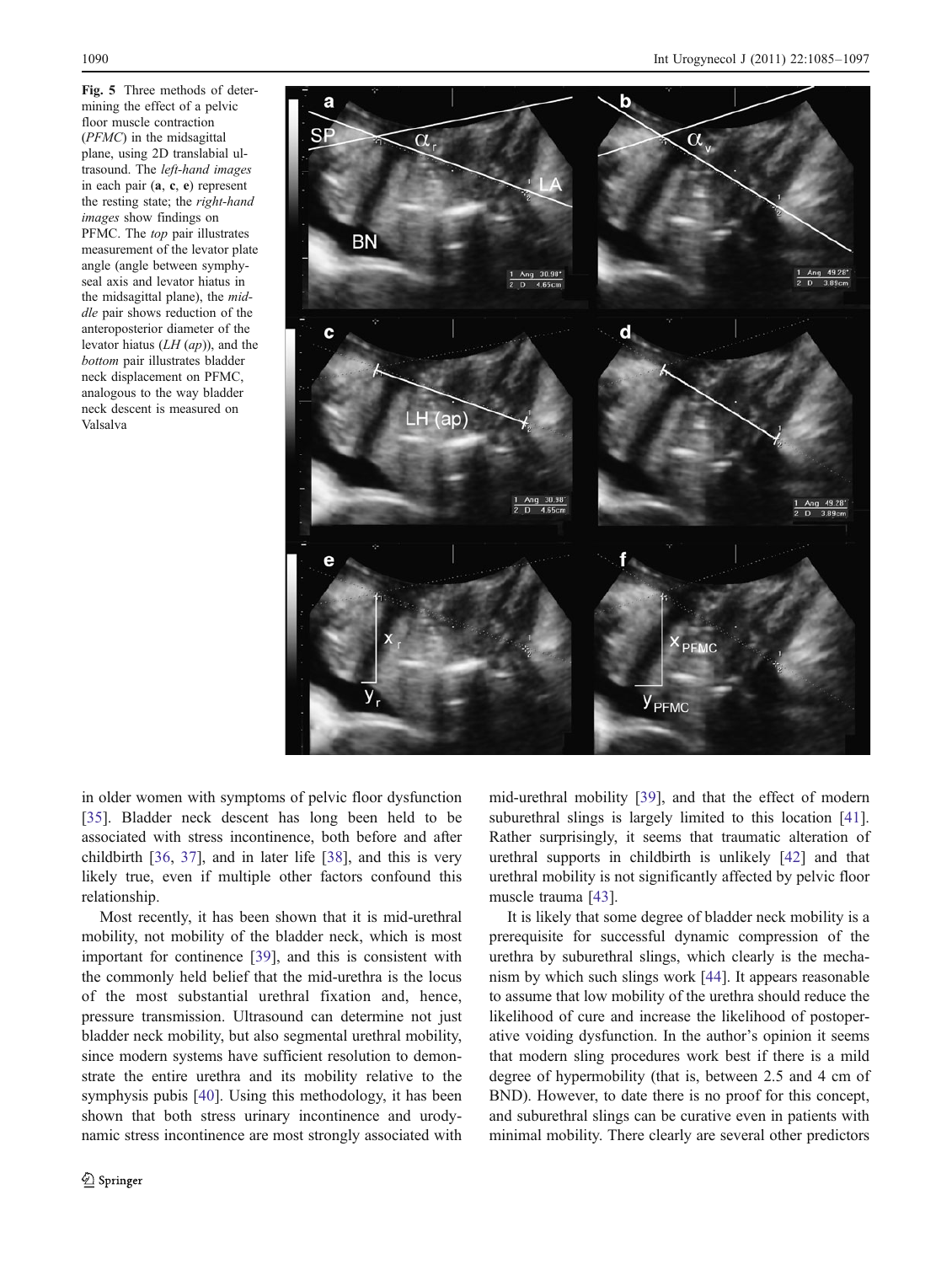**Fig. 5** Three methods of determining the effect of a pelvic floor muscle contraction (*PFMC*) in the midsagittal plane, using 2D translabial ultrasound. The *left-hand images* in each pair (**a**, **c**, **e**) represent the resting state; the *right-hand images* show findings on PFMC. The *top* pair illustrates measurement of the levator plate angle (angle between symphyseal axis and levator hiatus in the midsagittal plane), the *middle* pair shows reduction of the anteroposterior diameter of the levator hiatus (*LH* (*ap*)), and the *bottom* pair illustrates bladder neck displacement on PFMC, analogous to the way bladder neck descent is measured on Valsalva

in older women with symptoms of pelvic floor dysfunction [35]. Bladder neck descent has long been held to be associated with stress incontinence, both before and after childbirth [36, 37], and in later life [38], and this is very likely true, even if multiple other factors confound this relationship.

Most recently, it has been shown that it is mid-urethral mobility, not mobility of the bladder neck, which is most important for continence [39], and this is consistent with the commonly held belief that the mid-urethra is the locus of the most substantial urethral fixation and, hence, pressure transmission. Ultrasound can determine not just bladder neck mobility, but also segmental urethral mobility, since modern systems have sufficient resolution to demonstrate the entire urethra and its mobility relative to the symphysis pubis [40]. Using this methodology, it has been shown that both stress urinary incontinence and urodynamic stress incontinence are most strongly associated with mid-urethral mobility [39], and that the effect of modern suburethral slings is largely limited to this location [41]. Rather surprisingly, it seems that traumatic alteration of urethral supports in childbirth is unlikely [42] and that urethral mobility is not significantly affected by pelvic floor muscle trauma [43].

It is likely that some degree of bladder neck mobility is a prerequisite for successful dynamic compression of the urethra by suburethral slings, which clearly is the mechanism by which such slings work [44]. It appears reasonable to assume that low mobility of the urethra should reduce the likelihood of cure and increase the likelihood of postoperative voiding dysfunction. In the author's opinion it seems that modern sling procedures work best if there is a mild degree of hypermobility (that is, between 2.5 and 4 cm of BND). However, to date there is no proof for this concept, and suburethral slings can be curative even in patients with minimal mobility. There clearly are several other predictors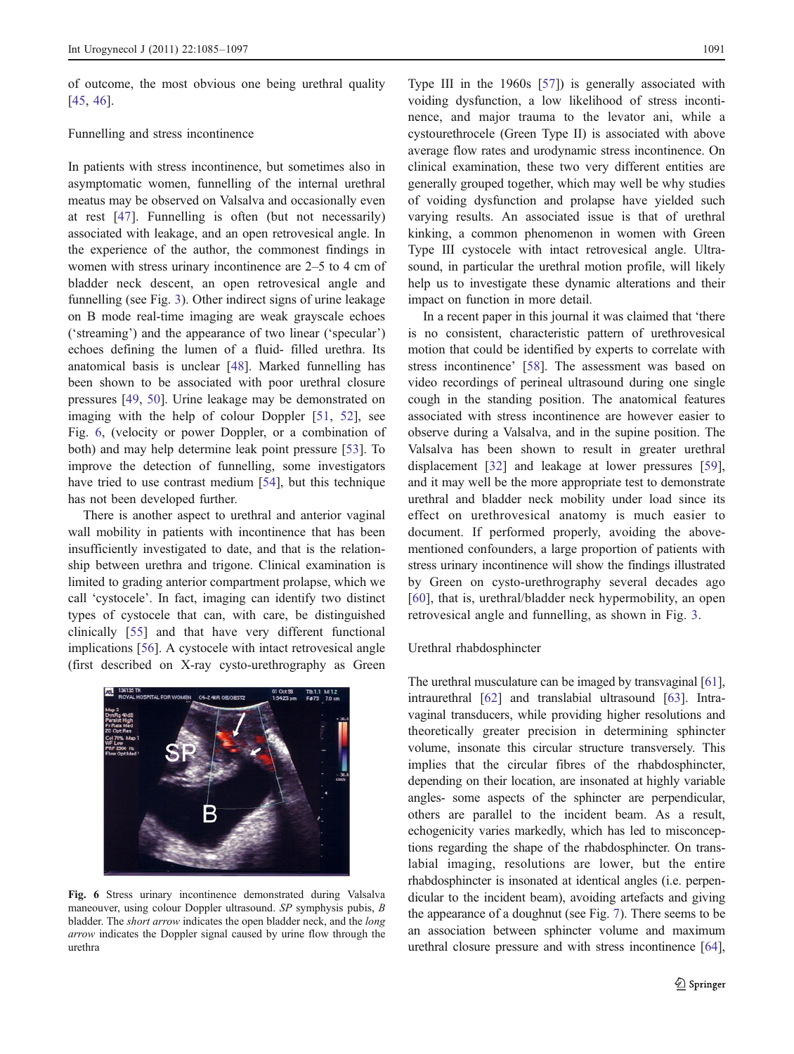of outcome, the most obvious one being urethral quality [45, 46].

### Funnelling and stress incontinence

In patients with stress incontinence, but sometimes also in asymptomatic women, funnelling of the internal urethral meatus may be observed on Valsalva and occasionally even at rest [47]. Funnelling is often (but not necessarily) associated with leakage, and an open retrovesical angle. In the experience of the author, the commonest findings in women with stress urinary incontinence are 2–5 to 4 cm of bladder neck descent, an open retrovesical angle and funnelling (see Fig. 3). Other indirect signs of urine leakage on B mode real-time imaging are weak grayscale echoes ('streaming') and the appearance of two linear ('specular') echoes defining the lumen of a fluid- filled urethra. Its anatomical basis is unclear [48]. Marked funnelling has been shown to be associated with poor urethral closure pressures [49, 50]. Urine leakage may be demonstrated on imaging with the help of colour Doppler [51, 52], see Fig. 6, (velocity or power Doppler, or a combination of both) and may help determine leak point pressure [53]. To improve the detection of funnelling, some investigators have tried to use contrast medium [54], but this technique has not been developed further.

There is another aspect to urethral and anterior vaginal wall mobility in patients with incontinence that has been insufficiently investigated to date, and that is the relationship between urethra and trigone. Clinical examination is limited to grading anterior compartment prolapse, which we call 'cystocele'. In fact, imaging can identify two distinct types of cystocele that can, with care, be distinguished clinically [55] and that have very different functional implications [56]. A cystocele with intact retrovesical angle (first described on X-ray cysto-urethrography as Green Type III in the 1960s [57]) is generally associated with voiding dysfunction, a low likelihood of stress incontinence, and major trauma to the levator ani, while a cystourethrocele (Green Type II) is associated with above average flow rates and urodynamic stress incontinence. On clinical examination, these two very different entities are generally grouped together, which may well be why studies of voiding dysfunction and prolapse have yielded such varying results. An associated issue is that of urethral kinking, a common phenomenon in women with Green Type III cystocele with intact retrovesical angle. Ultrasound, in particular the urethral motion profile, will likely help us to investigate these dynamic alterations and their impact on function in more detail.

In a recent paper in this journal it was claimed that 'there is no consistent, characteristic pattern of urethrovesical motion that could be identified by experts to correlate with stress incontinence' [58]. The assessment was based on video recordings of perineal ultrasound during one single cough in the standing position. The anatomical features associated with stress incontinence are however easier to observe during a Valsalva, and in the supine position. The Valsalva has been shown to result in greater urethral displacement [32] and leakage at lower pressures [59], and it may well be the more appropriate test to demonstrate urethral and bladder neck mobility under load since its effect on urethrovesical anatomy is much easier to document. If performed properly, avoiding the above-mentioned confounders, a large proportion of patients with stress urinary incontinence will show the findings illustrated by Green on cysto-urethrography several decades ago [60], that is, urethral/bladder neck hypermobility, an open retrovesical angle and funnelling, as shown in Fig. 3.

**Fig. 6** Stress urinary incontinence demonstrated during Valsalva maneouver, using colour Doppler ultrasound. *SP* symphysis pubis, *B* bladder. The *short arrow* indicates the open bladder neck, and the *long arrow* indicates the Doppler signal caused by urine flow through the urethra

### Urethral rhabdosphincter

The urethral musculature can be imaged by transvaginal [61], intraurethral [62] and translabial ultrasound [63]. Intravaginal transducers, while providing higher resolutions and theoretically greater precision in determining sphincter volume, insonate this circular structure transversely. This implies that the circular fibres of the rhabdosphincter, depending on their location, are insonated at highly variable angles- some aspects of the sphincter are perpendicular, others are parallel to the incident beam. As a result, echogenicity varies markedly, which has led to misconceptions regarding the shape of the rhabdosphincter. On translabial imaging, resolutions are lower, but the entire rhabdosphincter is insonated at identical angles (i.e. perpendicular to the incident beam), avoiding artefacts and giving the appearance of a doughnut (see Fig. 7). There seems to be an association between sphincter volume and maximum urethral closure pressure and with stress incontinence [64],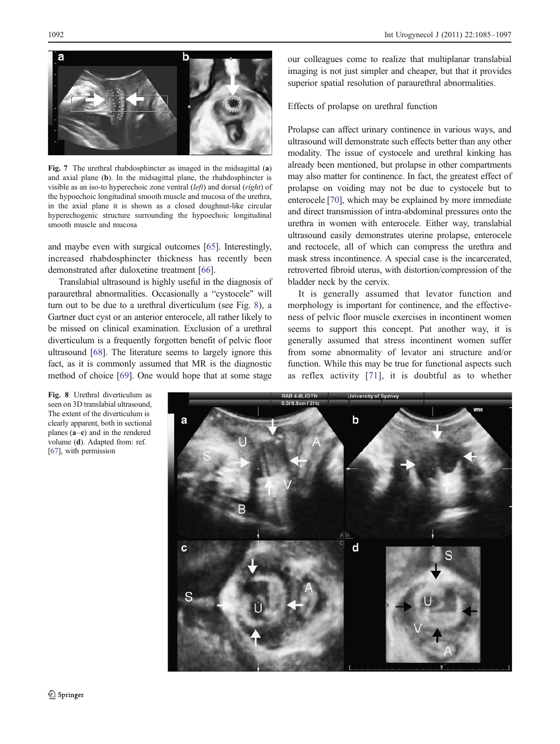Fig. 7 The urethral rhabdosphincter as imaged in the midsagittal (**a**) and axial plane (**b**). In the midsagittal plane, the rhabdosphincter is visible as an iso-to hyperechoic zone ventral (*left*) and dorsal (*right*) of the hypoechoic longitudinal smooth muscle and mucosa of the urethra, in the axial plane it is shown as a closed doughnut-like circular hyperechogenic structure surrounding the hypoechoic longitudinal smooth muscle and mucosa

and maybe even with surgical outcomes [65]. Interestingly, increased rhabdosphincter thickness has recently been demonstrated after duloxetine treatment [66].

Translabial ultrasound is highly useful in the diagnosis of paraurethral abnormalities. Occasionally a "cystocele" will turn out to be due to a urethral diverticulum (see Fig. 8), a Gartner duct cyst or an anterior enterocele, all rather likely to be missed on clinical examination. Exclusion of a urethral diverticulum is a frequently forgotten benefit of pelvic floor ultrasound [68]. The literature seems to largely ignore this fact, as it is commonly assumed that MR is the diagnostic method of choice [69]. One would hope that at some stage our colleagues come to realize that multiplanar translabial imaging is not just simpler and cheaper, but that it provides superior spatial resolution of paraurethral abnormalities.

## Effects of prolapse on urethral function

Prolapse can affect urinary continence in various ways, and ultrasound will demonstrate such effects better than any other modality. The issue of cystocele and urethral kinking has already been mentioned, but prolapse in other compartments may also matter for continence. In fact, the greatest effect of prolapse on voiding may not be due to cystocele but to enterocele [70], which may be explained by more immediate and direct transmission of intra-abdominal pressures onto the urethra in women with enterocele. Either way, translabial ultrasound easily demonstrates uterine prolapse, enterocele and rectocele, all of which can compress the urethra and mask stress incontinence. A special case is the incarcerated, retroverted fibroid uterus, with distortion/compression of the bladder neck by the cervix.

It is generally assumed that levator function and morphology is important for continence, and the effectiveness of pelvic floor muscle exercises in incontinent women seems to support this concept. Put another way, it is generally assumed that stress incontinent women suffer from some abnormality of levator ani structure and/or function. While this may be true for functional aspects such as reflex activity [71], it is doubtful as to whether

Fig. 8 Urethral diverticulum as seen on 3D translabial ultrasound, The extent of the diverticulum is clearly apparent, both in sectional planes (**a**–**c**) and in the rendered volume (**d**). Adapted from: ref. [67], with permission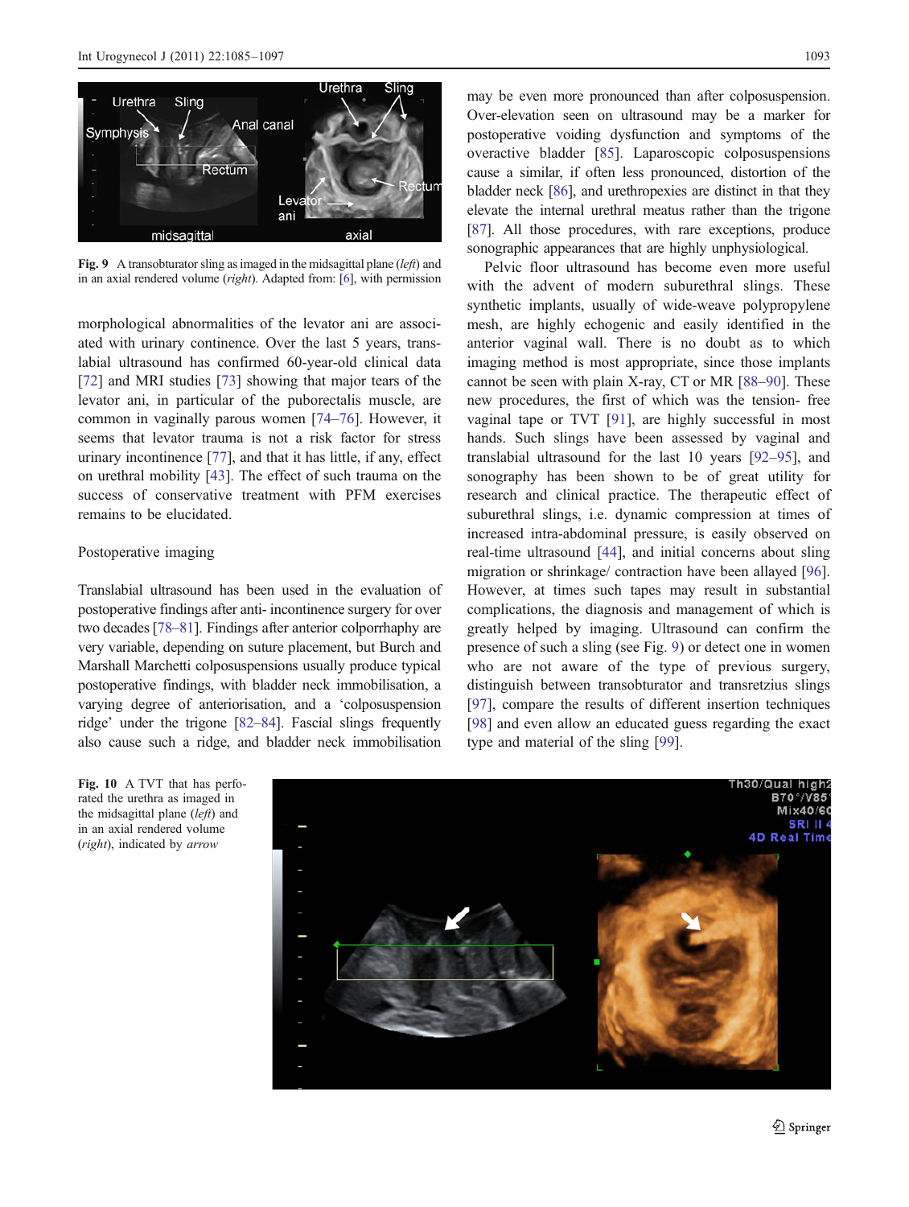Fig. 9 A transobturator sling as imaged in the midsagittal plane (*left*) and in an axial rendered volume (*right*). Adapted from: [6], with permission

morphological abnormalities of the levator ani are associated with urinary continence. Over the last 5 years, translabial ultrasound has confirmed 60-year-old clinical data [72] and MRI studies [73] showing that major tears of the levator ani, in particular of the puborectalis muscle, are common in vaginally parous women [74–76]. However, it seems that levator trauma is not a risk factor for stress urinary incontinence [77], and that it has little, if any, effect on urethral mobility [43]. The effect of such trauma on the success of conservative treatment with PFM exercises remains to be elucidated.

## Postoperative imaging

Translabial ultrasound has been used in the evaluation of postoperative findings after anti- incontinence surgery for over two decades [78–81]. Findings after anterior colporrhaphy are very variable, depending on suture placement, but Burch and Marshall Marchetti colposuspensions usually produce typical postoperative findings, with bladder neck immobilisation, a varying degree of anteriorisation, and a 'colposuspension ridge' under the trigone [82–84]. Fascial slings frequently also cause such a ridge, and bladder neck immobilisation may be even more pronounced than after colposuspension. Over-elevation seen on ultrasound may be a marker for postoperative voiding dysfunction and symptoms of the overactive bladder [85]. Laparoscopic colposuspensions cause a similar, if often less pronounced, distortion of the bladder neck [86], and urethropexies are distinct in that they elevate the internal urethral meatus rather than the trigone [87]. All those procedures, with rare exceptions, produce sonographic appearances that are highly unphysiological.

Pelvic floor ultrasound has become even more useful with the advent of modern suburethral slings. These synthetic implants, usually of wide-weave polypropylene mesh, are highly echogenic and easily identified in the anterior vaginal wall. There is no doubt as to which imaging method is most appropriate, since those implants cannot be seen with plain X-ray, CT or MR [88–90]. These new procedures, the first of which was the tension- free vaginal tape or TVT [91], are highly successful in most hands. Such slings have been assessed by vaginal and translabial ultrasound for the last 10 years [92–95], and sonography has been shown to be of great utility for research and clinical practice. The therapeutic effect of suburethral slings, i.e. dynamic compression at times of increased intra-abdominal pressure, is easily observed on real-time ultrasound [44], and initial concerns about sling migration or shrinkage/ contraction have been allayed [96]. However, at times such tapes may result in substantial complications, the diagnosis and management of which is greatly helped by imaging. Ultrasound can confirm the presence of such a sling (see Fig. 9) or detect one in women who are not aware of the type of previous surgery, distinguish between transobturator and transretzius slings [97], compare the results of different insertion techniques [98] and even allow an educated guess regarding the exact type and material of the sling [99].

Fig. 10 A TVT that has perforated the urethra as imaged in the midsagittal plane (*left*) and in an axial rendered volume (*right*), indicated by *arrow*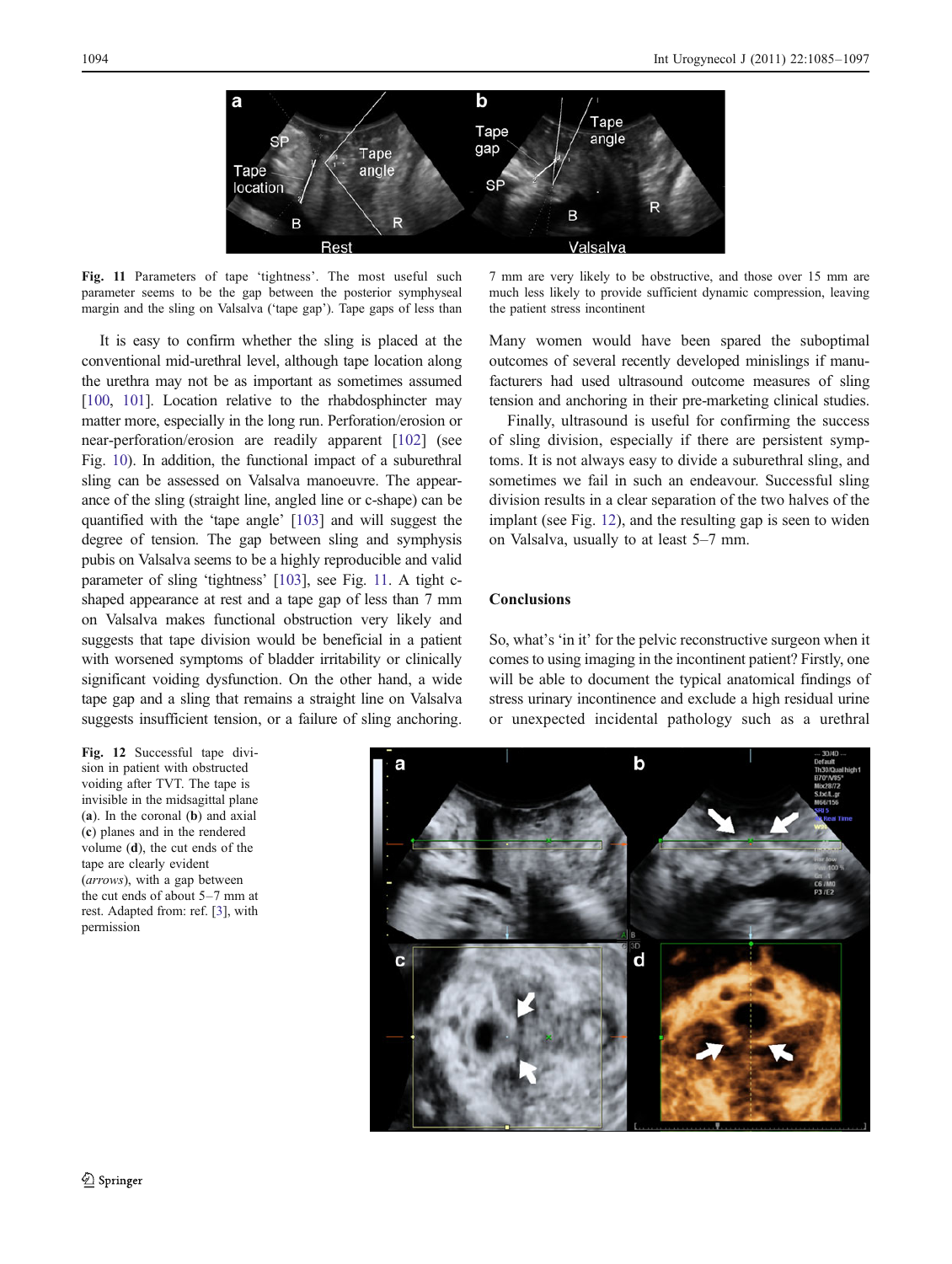Fig. 11 Parameters of tape 'tightness'. The most useful such parameter seems to be the gap between the posterior symphyseal margin and the sling on Valsalva ('tape gap'). Tape gaps of less than 7 mm are very likely to be obstructive, and those over 15 mm are much less likely to provide sufficient dynamic compression, leaving the patient stress incontinent

It is easy to confirm whether the sling is placed at the conventional mid-urethral level, although tape location along the urethra may not be as important as sometimes assumed [100, 101]. Location relative to the rhabdosphincter may matter more, especially in the long run. Perforation/erosion or near-perforation/erosion are readily apparent [102] (see Fig. 10). In addition, the functional impact of a suburethral sling can be assessed on Valsalva manoeuvre. The appearance of the sling (straight line, angled line or c-shape) can be quantified with the 'tape angle' [103] and will suggest the degree of tension. The gap between sling and symphysis pubis on Valsalva seems to be a highly reproducible and valid parameter of sling 'tightness' [103], see Fig. 11. A tight c-shaped appearance at rest and a tape gap of less than 7 mm on Valsalva makes functional obstruction very likely and suggests that tape division would be beneficial in a patient with worsened symptoms of bladder irritability or clinically significant voiding dysfunction. On the other hand, a wide tape gap and a sling that remains a straight line on Valsalva suggests insufficient tension, or a failure of sling anchoring. Many women would have been spared the suboptimal outcomes of several recently developed minislings if manufacturers had used ultrasound outcome measures of sling tension and anchoring in their pre-marketing clinical studies.

Finally, ultrasound is useful for confirming the success of sling division, especially if there are persistent symptoms. It is not always easy to divide a suburethral sling, and sometimes we fail in such an endeavour. Successful sling division results in a clear separation of the two halves of the implant (see Fig. 12), and the resulting gap is seen to widen on Valsalva, usually to at least 5–7 mm.

## Conclusions

So, what's 'in it' for the pelvic reconstructive surgeon when it comes to using imaging in the incontinent patient? Firstly, one will be able to document the typical anatomical findings of stress urinary incontinence and exclude a high residual urine or unexpected incidental pathology such as a urethral

Fig. 12 Successful tape division in patient with obstructed voiding after TVT. The tape is invisible in the midsagittal plane (a). In the coronal (b) and axial (c) planes and in the rendered volume (d), the cut ends of the tape are clearly evident (*arrows*), with a gap between the cut ends of about 5–7 mm at rest. Adapted from: ref. [3], with permission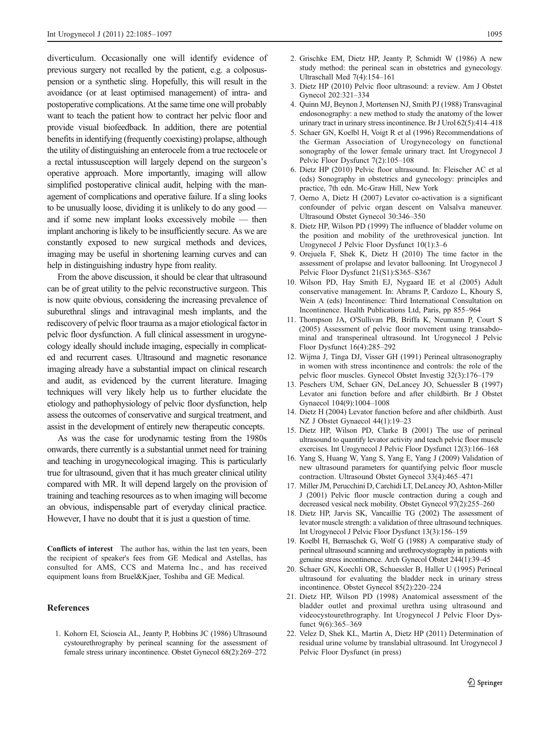diverticulum. Occasionally one will identify evidence of previous surgery not recalled by the patient, e.g. a colposuspension or a synthetic sling. Hopefully, this will result in the avoidance (or at least optimised management) of intra- and postoperative complications. At the same time one will probably want to teach the patient how to contract her pelvic floor and provide visual biofeedback. In addition, there are potential benefits in identifying (frequently coexisting) prolapse, although the utility of distinguishing an enterocele from a true rectocele or a rectal intussusception will largely depend on the surgeon's operative approach. More importantly, imaging will allow simplified postoperative clinical audit, helping with the management of complications and operative failure. If a sling looks to be unusually loose, dividing it is unlikely to do any good — and if some new implant looks excessively mobile — then implant anchoring is likely to be insufficiently secure. As we are constantly exposed to new surgical methods and devices, imaging may be useful in shortening learning curves and can help in distinguishing industry hype from reality.

From the above discussion, it should be clear that ultrasound can be of great utility to the pelvic reconstructive surgeon. This is now quite obvious, considering the increasing prevalence of suburethral slings and intravaginal mesh implants, and the rediscovery of pelvic floor trauma as a major etiological factor in pelvic floor dysfunction. A full clinical assessment in urogynecology ideally should include imaging, especially in complicated and recurrent cases. Ultrasound and magnetic resonance imaging already have a substantial impact on clinical research and audit, as evidenced by the current literature. Imaging techniques will very likely help us to further elucidate the etiology and pathophysiology of pelvic floor dysfunction, help assess the outcomes of conservative and surgical treatment, and assist in the development of entirely new therapeutic concepts.

As was the case for urodynamic testing from the 1980s onwards, there currently is a substantial unmet need for training and teaching in urogynecological imaging. This is particularly true for ultrasound, given that it has much greater clinical utility compared with MR. It will depend largely on the provision of training and teaching resources as to when imaging will become an obvious, indispensable part of everyday clinical practice. However, I have no doubt that it is just a question of time.

**Conflicts of interest** The author has, within the last ten years, been the recipient of speaker's fees from GE Medical and Astellas, has consulted for AMS, CCS and Materna Inc., and has received equipment loans from Bruel&Kjaer, Toshiba and GE Medical.

## References

1. Kohorn EI, Scioscia AL, Jeanty P, Hobbins JC (1986) Ultrasound cystourethrography by perineal scanning for the assessment of female stress urinary incontinence. Obstet Gynecol 68(2):269–272
2. Grischke EM, Dietz HP, Jeanty P, Schmidt W (1986) A new study method: the perineal scan in obstetrics and gynecology. Ultraschall Med 7(4):154–161
3. Dietz HP (2010) Pelvic floor ultrasound: a review. Am J Obstet Gynecol 202:321–334
4. Quinn MJ, Beynon J, Mortensen NJ, Smith PJ (1988) Transvaginal endosonography: a new method to study the anatomy of the lower urinary tract in urinary stress incontinence. Br J Urol 62(5):414–418
5. Schaer GN, Koelbl H, Voigt R et al (1996) Recommendations of the German Association of Urogynecology on functional sonography of the lower female urinary tract. Int Urogynecol J Pelvic Floor Dysfunct 7(2):105–108
6. Dietz HP (2010) Pelvic floor ultrasound. In: Fleischer AC et al (eds) Sonography in obstetrics and gynecology: principles and practice, 7th edn. Mc-Graw Hill, New York
7. Oerno A, Dietz H (2007) Levator co-activation is a significant confounder of pelvic organ descent on Valsalva maneuver. Ultrasound Obstet Gynecol 30:346–350
8. Dietz HP, Wilson PD (1999) The influence of bladder volume on the position and mobility of the urethrovesical junction. Int Urogynecol J Pelvic Floor Dysfunct 10(1):3–6
9. Orejuela F, Shek K, Dietz H (2010) The time factor in the assessment of prolapse and levator ballooning. Int Urogynecol J Pelvic Floor Dysfunct 21(S1):S365–S367
10. Wilson PD, Hay Smith EJ, Nygaard IE et al (2005) Adult conservative management. In: Abrams P, Cardozo L, Khoury S, Wein A (eds) Incontinence: Third International Consultation on Incontinence. Health Publications Ltd, Paris, pp 855–964
11. Thompson JA, O'Sullivan PB, Briffa K, Neumann P, Court S (2005) Assessment of pelvic floor movement using transabdominal and transperineal ultrasound. Int Urogynecol J Pelvic Floor Dysfunct 16(4):285–292
12. Wijma J, Tinga DJ, Visser GH (1991) Perineal ultrasonography in women with stress incontinence and controls: the role of the pelvic floor muscles. Gynecol Obstet Investig 32(3):176–179
13. Peschers UM, Schaer GN, DeLancey JO, Schuessler B (1997) Levator ani function before and after childbirth. Br J Obstet Gynaecol 104(9):1004–1008
14. Dietz H (2004) Levator function before and after childbirth. Aust NZ J Obstet Gynaecol 44(1):19–23
15. Dietz HP, Wilson PD, Clarke B (2001) The use of perineal ultrasound to quantify levator activity and teach pelvic floor muscle exercises. Int Urogynecol J Pelvic Floor Dysfunct 12(3):166–168
16. Yang S, Huang W, Yang S, Yang E, Yang J (2009) Validation of new ultrasound parameters for quantifying pelvic floor muscle contraction. Ultrasound Obstet Gynecol 33(4):465–471
17. Miller JM, Perucchini D, Carchidi LT, DeLancey JO, Ashton-Miller J (2001) Pelvic floor muscle contraction during a cough and decreased vesical neck mobility. Obstet Gynecol 97(2):255–260
18. Dietz HP, Jarvis SK, Vancaillie TG (2002) The assessment of levator muscle strength: a validation of three ultrasound techniques. Int Urogynecol J Pelvic Floor Dysfunct 13(3):156–159
19. Koelbl H, Bernaschek G, Wolf G (1988) A comparative study of perineal ultrasound scanning and urethrocystography in patients with genuine stress incontinence. Arch Gynecol Obstet 244(1):39–45
20. Schaer GN, Koechli OR, Schuessler B, Haller U (1995) Perineal ultrasound for evaluating the bladder neck in urinary stress incontinence. Obstet Gynecol 85(2):220–224
21. Dietz HP, Wilson PD (1998) Anatomical assessment of the bladder outlet and proximal urethra using ultrasound and videocystourethrography. Int Urogynecol J Pelvic Floor Dysfunct 9(6):365–369
22. Velez D, Shek KL, Martin A, Dietz HP (2011) Determination of residual urine volume by translabial ultrasound. Int Urogynecol J Pelvic Floor Dysfunct (in press)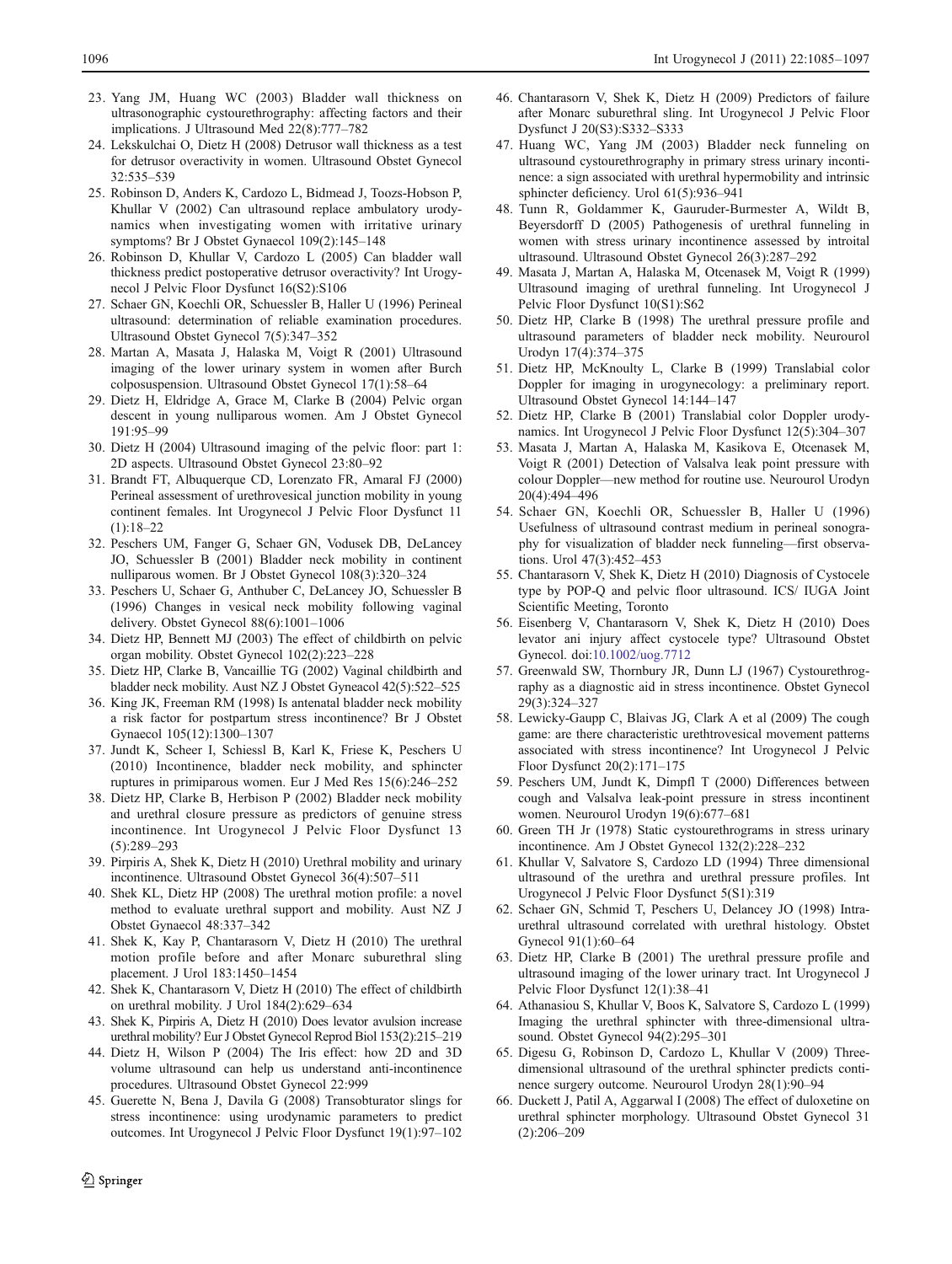23. Yang JM, Huang WC (2003) Bladder wall thickness on ultrasonographic cystourethrography: affecting factors and their implications. J Ultrasound Med 22(8):777–782
24. Lekskulchai O, Dietz H (2008) Detrusor wall thickness as a test for detrusor overactivity in women. Ultrasound Obstet Gynecol 32:535–539
25. Robinson D, Anders K, Cardozo L, Bidmead J, Toozs-Hobson P, Khullar V (2002) Can ultrasound replace ambulatory urodynamics when investigating women with irritative urinary symptoms? Br J Obstet Gynaecol 109(2):145–148
26. Robinson D, Khullar V, Cardozo L (2005) Can bladder wall thickness predict postoperative detrusor overactivity? Int Urogynecol J Pelvic Floor Dysfunct 16(S2):S106
27. Schaer GN, Koechli OR, Schuessler B, Haller U (1996) Perineal ultrasound: determination of reliable examination procedures. Ultrasound Obstet Gynecol 7(5):347–352
28. Martan A, Masata J, Halaska M, Voigt R (2001) Ultrasound imaging of the lower urinary system in women after Burch colposuspension. Ultrasound Obstet Gynecol 17(1):58–64
29. Dietz H, Eldridge A, Grace M, Clarke B (2004) Pelvic organ descent in young nulliparous women. Am J Obstet Gynecol 191:95–99
30. Dietz H (2004) Ultrasound imaging of the pelvic floor: part 1: 2D aspects. Ultrasound Obstet Gynecol 23:80–92
31. Brandt FT, Albuquerque CD, Lorenzato FR, Amaral FJ (2000) Perineal assessment of urethrovesical junction mobility in young continent females. Int Urogynecol J Pelvic Floor Dysfunct 11 (1):18–22
32. Peschers UM, Fanger G, Schaer GN, Vodusek DB, DeLancey JO, Schuessler B (2001) Bladder neck mobility in continent nulliparous women. Br J Obstet Gynecol 108(3):320–324
33. Peschers U, Schaer G, Anthuber C, DeLancey JO, Schuessler B (1996) Changes in vesical neck mobility following vaginal delivery. Obstet Gynecol 88(6):1001–1006
34. Dietz HP, Bennett MJ (2003) The effect of childbirth on pelvic organ mobility. Obstet Gynecol 102(2):223–228
35. Dietz HP, Clarke B, Vancaillie TG (2002) Vaginal childbirth and bladder neck mobility. Aust NZ J Obstet Gyneacol 42(5):522–525
36. King JK, Freeman RM (1998) Is antenatal bladder neck mobility a risk factor for postpartum stress incontinence? Br J Obstet Gynaecol 105(12):1300–1307
37. Jundt K, Scheer I, Schiessl B, Karl K, Friese K, Peschers U (2010) Incontinence, bladder neck mobility, and sphincter ruptures in primiparous women. Eur J Med Res 15(6):246–252
38. Dietz HP, Clarke B, Herbison P (2002) Bladder neck mobility and urethral closure pressure as predictors of genuine stress incontinence. Int Urogynecol J Pelvic Floor Dysfunct 13 (5):289–293
39. Pirpiris A, Shek K, Dietz H (2010) Urethral mobility and urinary incontinence. Ultrasound Obstet Gynecol 36(4):507–511
40. Shek KL, Dietz HP (2008) The urethral motion profile: a novel method to evaluate urethral support and mobility. Aust NZ J Obstet Gynaecol 48:337–342
41. Shek K, Kay P, Chantarasorn V, Dietz H (2010) The urethral motion profile before and after Monarc suburethral sling placement. J Urol 183:1450–1454
42. Shek K, Chantarasorn V, Dietz H (2010) The effect of childbirth on urethral mobility. J Urol 184(2):629–634
43. Shek K, Pirpiris A, Dietz H (2010) Does levator avulsion increase urethral mobility? Eur J Obstet Gynecol Reprod Biol 153(2):215–219
44. Dietz H, Wilson P (2004) The Iris effect: how 2D and 3D volume ultrasound can help us understand anti-incontinence procedures. Ultrasound Obstet Gynecol 22:999
45. Guerette N, Bena J, Davila G (2008) Transobturator slings for stress incontinence: using urodynamic parameters to predict outcomes. Int Urogynecol J Pelvic Floor Dysfunct 19(1):97–102
46. Chantarasorn V, Shek K, Dietz H (2009) Predictors of failure after Monarc suburethral sling. Int Urogynecol J Pelvic Floor Dysfunct J 20(S3):S332–S333
47. Huang WC, Yang JM (2003) Bladder neck funneling on ultrasound cystourethrography in primary stress urinary incontinence: a sign associated with urethral hypermobility and intrinsic sphincter deficiency. Urol 61(5):936–941
48. Tunn R, Goldammer K, Gauruder-Burmester A, Wildt B, Beyersdorff D (2005) Pathogenesis of urethral funneling in women with stress urinary incontinence assessed by introital ultrasound. Ultrasound Obstet Gynecol 26(3):287–292
49. Masata J, Martan A, Halaska M, Otcenasek M, Voigt R (1999) Ultrasound imaging of urethral funneling. Int Urogynecol J Pelvic Floor Dysfunct 10(S1):S62
50. Dietz HP, Clarke B (1998) The urethral pressure profile and ultrasound parameters of bladder neck mobility. Neurourol Urodyn 17(4):374–375
51. Dietz HP, McKnoulty L, Clarke B (1999) Translabial color Doppler for imaging in urogynecology: a preliminary report. Ultrasound Obstet Gynecol 14:144–147
52. Dietz HP, Clarke B (2001) Translabial color Doppler urodynamics. Int Urogynecol J Pelvic Floor Dysfunct 12(5):304–307
53. Masata J, Martan A, Halaska M, Kasikova E, Otcenasek M, Voigt R (2001) Detection of Valsalva leak point pressure with colour Doppler—new method for routine use. Neurourol Urodyn 20(4):494–496
54. Schaer GN, Koechli OR, Schuessler B, Haller U (1996) Usefulness of ultrasound contrast medium in perineal sonography for visualization of bladder neck funneling—first observations. Urol 47(3):452–453
55. Chantarasorn V, Shek K, Dietz H (2010) Diagnosis of Cystocele type by POP-Q and pelvic floor ultrasound. ICS/ IUGA Joint Scientific Meeting, Toronto
56. Eisenberg V, Chantarasorn V, Shek K, Dietz H (2010) Does levator ani injury affect cystocele type? Ultrasound Obstet Gynecol. doi:10.1002/uog.7712
57. Greenwald SW, Thornbury JR, Dunn LJ (1967) Cystourethrography as a diagnostic aid in stress incontinence. Obstet Gynecol 29(3):324–327
58. Lewicky-Gaupp C, Blaivas JG, Clark A et al (2009) The cough game: are there characteristic urethrovesical movement patterns associated with stress incontinence? Int Urogynecol J Pelvic Floor Dysfunct 20(2):171–175
59. Peschers UM, Jundt K, Dimpfl T (2000) Differences between cough and Valsalva leak-point pressure in stress incontinent women. Neurourol Urodyn 19(6):677–681
60. Green TH Jr (1978) Static cystourethrograms in stress urinary incontinence. Am J Obstet Gynecol 132(2):228–232
61. Khullar V, Salvatore S, Cardozo LD (1994) Three dimensional ultrasound of the urethra and urethral pressure profiles. Int Urogynecol J Pelvic Floor Dysfunct 5(S1):319
62. Schaer GN, Schmid T, Peschers U, Delancey JO (1998) Intraurethral ultrasound correlated with urethral histology. Obstet Gynecol 91(1):60–64
63. Dietz HP, Clarke B (2001) The urethral pressure profile and ultrasound imaging of the lower urinary tract. Int Urogynecol J Pelvic Floor Dysfunct 12(1):38–41
64. Athanasiou S, Khullar V, Boos K, Salvatore S, Cardozo L (1999) Imaging the urethral sphincter with three-dimensional ultrasound. Obstet Gynecol 94(2):295–301
65. Digesu G, Robinson D, Cardozo L, Khullar V (2009) Three-dimensional ultrasound of the urethral sphincter predicts continence surgery outcome. Neurourol Urodyn 28(1):90–94
66. Duckett J, Patil A, Aggarwal I (2008) The effect of duloxetine on urethral sphincter morphology. Ultrasound Obstet Gynecol 31 (2):206–209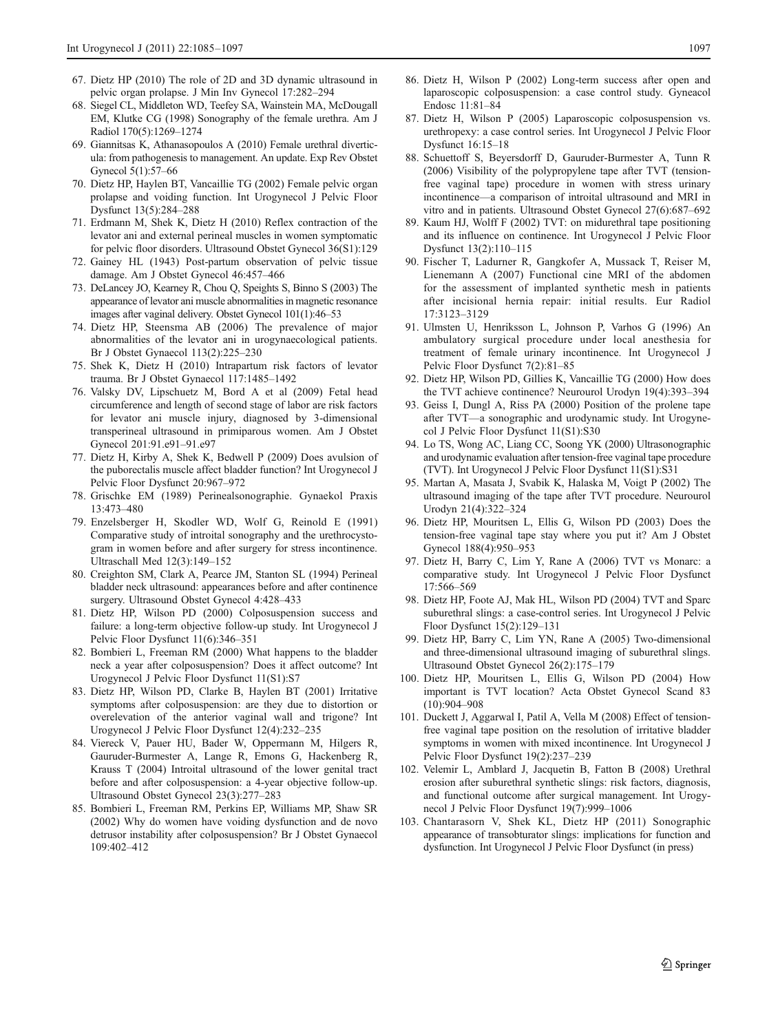67. Dietz HP (2010) The role of 2D and 3D dynamic ultrasound in pelvic organ prolapse. J Min Inv Gynecol 17:282–294
68. Siegel CL, Middleton WD, Teefey SA, Wainstein MA, McDougall EM, Klutke CG (1998) Sonography of the female urethra. Am J Radiol 170(5):1269–1274
69. Giannitsas K, Athanasopoulos A (2010) Female urethral diverticula: from pathogenesis to management. An update. Exp Rev Obstet Gynecol 5(1):57–66
70. Dietz HP, Haylen BT, Vancaillie TG (2002) Female pelvic organ prolapse and voiding function. Int Urogynecol J Pelvic Floor Dysfunct 13(5):284–288
71. Erdmann M, Shek K, Dietz H (2010) Reflex contraction of the levator ani and external perineal muscles in women symptomatic for pelvic floor disorders. Ultrasound Obstet Gynecol 36(S1):129
72. Gainey HL (1943) Post-partum observation of pelvic tissue damage. Am J Obstet Gynecol 46:457–466
73. DeLancey JO, Kearney R, Chou Q, Speights S, Binno S (2003) The appearance of levator ani muscle abnormalities in magnetic resonance images after vaginal delivery. Obstet Gynecol 101(1):46–53
74. Dietz HP, Steensma AB (2006) The prevalence of major abnormalities of the levator ani in urogynaecological patients. Br J Obstet Gynaecol 113(2):225–230
75. Shek K, Dietz H (2010) Intrapartum risk factors of levator trauma. Br J Obstet Gynaecol 117:1485–1492
76. Valsky DV, Lipschuetz M, Bord A et al (2009) Fetal head circumference and length of second stage of labor are risk factors for levator ani muscle injury, diagnosed by 3-dimensional transperineal ultrasound in primiparous women. Am J Obstet Gynecol 201:91.e91–91.e97
77. Dietz H, Kirby A, Shek K, Bedwell P (2009) Does avulsion of the puborectalis muscle affect bladder function? Int Urogynecol J Pelvic Floor Dysfunct 20:967–972
78. Grischke EM (1989) Perinealsonographie. Gynaekol Praxis 13:473–480
79. Enzelsberger H, Skodler WD, Wolf G, Reinold E (1991) Comparative study of introital sonography and the urethrocystogram in women before and after surgery for stress incontinence. Ultraschall Med 12(3):149–152
80. Creighton SM, Clark A, Pearce JM, Stanton SL (1994) Perineal bladder neck ultrasound: appearances before and after continence surgery. Ultrasound Obstet Gynecol 4:428–433
81. Dietz HP, Wilson PD (2000) Colposuspension success and failure: a long-term objective follow-up study. Int Urogynecol J Pelvic Floor Dysfunct 11(6):346–351
82. Bombieri L, Freeman RM (2000) What happens to the bladder neck a year after colposuspension? Does it affect outcome? Int Urogynecol J Pelvic Floor Dysfunct 11(S1):S7
83. Dietz HP, Wilson PD, Clarke B, Haylen BT (2001) Irritative symptoms after colposuspension: are they due to distortion or overelevation of the anterior vaginal wall and trigone? Int Urogynecol J Pelvic Floor Dysfunct 12(4):232–235
84. Viereck V, Pauer HU, Bader W, Oppermann M, Hilgers R, Gauruder-Burmester A, Lange R, Emons G, Hackenberg R, Krauss T (2004) Introital ultrasound of the lower genital tract before and after colposuspension: a 4-year objective follow-up. Ultrasound Obstet Gynecol 23(3):277–283
85. Bombieri L, Freeman RM, Perkins EP, Williams MP, Shaw SR (2002) Why do women have voiding dysfunction and de novo detrusor instability after colposuspension? Br J Obstet Gynaecol 109:402–412
86. Dietz H, Wilson P (2002) Long-term success after open and laparoscopic colposuspension: a case control study. Gyneacol Endosc 11:81–84
87. Dietz H, Wilson P (2005) Laparoscopic colposuspension vs. urethropexy: a case control series. Int Urogynecol J Pelvic Floor Dysfunct 16:15–18
88. Schuettoff S, Beyersdorff D, Gauruder-Burmester A, Tunn R (2006) Visibility of the polypropylene tape after TVT (tension-free vaginal tape) procedure in women with stress urinary incontinence—a comparison of introital ultrasound and MRI in vitro and in patients. Ultrasound Obstet Gynecol 27(6):687–692
89. Kaum HJ, Wolff F (2002) TVT: on midurethral tape positioning and its influence on continence. Int Urogynecol J Pelvic Floor Dysfunct 13(2):110–115
90. Fischer T, Ladurner R, Gangkofer A, Mussack T, Reiser M, Lienemann A (2007) Functional cine MRI of the abdomen for the assessment of implanted synthetic mesh in patients after incisional hernia repair: initial results. Eur Radiol 17:3123–3129
91. Ulmsten U, Henriksson L, Johnson P, Varhos G (1996) An ambulatory surgical procedure under local anesthesia for treatment of female urinary incontinence. Int Urogynecol J Pelvic Floor Dysfunct 7(2):81–85
92. Dietz HP, Wilson PD, Gillies K, Vancaillie TG (2000) How does the TVT achieve continence? Neurourol Urodyn 19(4):393–394
93. Geiss I, Dungl A, Riss PA (2000) Position of the prolene tape after TVT—a sonographic and urodynamic study. Int Urogynecol J Pelvic Floor Dysfunct 11(S1):S30
94. Lo TS, Wong AC, Liang CC, Soong YK (2000) Ultrasonographic and urodynamic evaluation after tension-free vaginal tape procedure (TVT). Int Urogynecol J Pelvic Floor Dysfunct 11(S1):S31
95. Martan A, Masata J, Svabik K, Halaska M, Voigt P (2002) The ultrasound imaging of the tape after TVT procedure. Neurourol Urodyn 21(4):322–324
96. Dietz HP, Mouritsen L, Ellis G, Wilson PD (2003) Does the tension-free vaginal tape stay where you put it? Am J Obstet Gynecol 188(4):950–953
97. Dietz H, Barry C, Lim Y, Rane A (2006) TVT vs Monarc: a comparative study. Int Urogynecol J Pelvic Floor Dysfunct 17:566–569
98. Dietz HP, Foote AJ, Mak HL, Wilson PD (2004) TVT and Sparc suburethral slings: a case-control series. Int Urogynecol J Pelvic Floor Dysfunct 15(2):129–131
99. Dietz HP, Barry C, Lim YN, Rane A (2005) Two-dimensional and three-dimensional ultrasound imaging of suburethral slings. Ultrasound Obstet Gynecol 26(2):175–179
100. Dietz HP, Mouritsen L, Ellis G, Wilson PD (2004) How important is TVT location? Acta Obstet Gynecol Scand 83 (10):904–908
101. Duckett J, Aggarwal I, Patil A, Vella M (2008) Effect of tension-free vaginal tape position on the resolution of irritative bladder symptoms in women with mixed incontinence. Int Urogynecol J Pelvic Floor Dysfunct 19(2):237–239
102. Velemir L, Amblard J, Jacquetin B, Fatton B (2008) Urethral erosion after suburethral synthetic slings: risk factors, diagnosis, and functional outcome after surgical management. Int Urogynecol J Pelvic Floor Dysfunct 19(7):999–1006
103. Chantarasorn V, Shek KL, Dietz HP (2011) Sonographic appearance of transobturator slings: implications for function and dysfunction. Int Urogynecol J Pelvic Floor Dysfunct (in press)